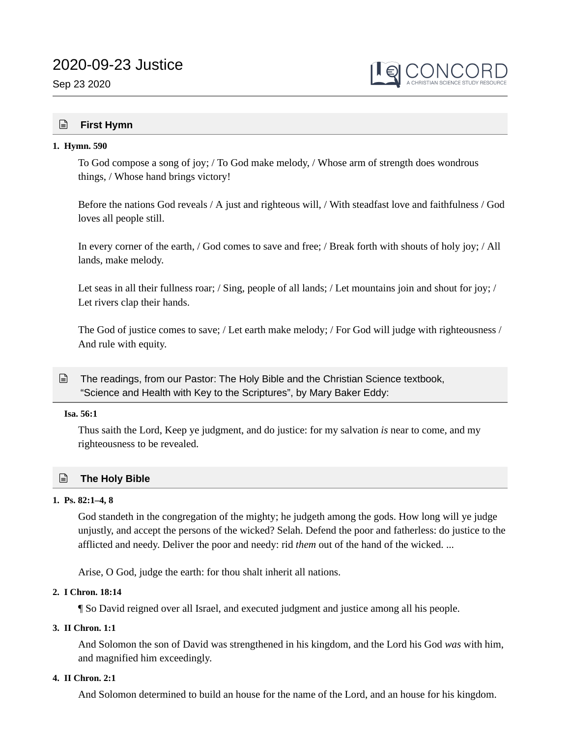# 2020-09-23 Justice

Sep 23 2020

CONCORD
A CHRISTIAN SCIENCE STUDY RESOURCE

## First Hymn

1. **Hymn. 590**

   To God compose a song of joy; / To God make melody, / Whose arm of strength does wondrous things, / Whose hand brings victory!

   Before the nations God reveals / A just and righteous will, / With steadfast love and faithfulness / God loves all people still.

   In every corner of the earth, / God comes to save and free; / Break forth with shouts of holy joy; / All lands, make melody.

   Let seas in all their fullness roar; / Sing, people of all lands; / Let mountains join and shout for joy; / Let rivers clap their hands.

   The God of justice comes to save; / Let earth make melody; / For God will judge with righteousness / And rule with equity.

## The readings, from our Pastor: The Holy Bible and the Christian Science textbook, “Science and Health with Key to the Scriptures”, by Mary Baker Eddy:

**Isa. 56:1**

Thus saith the Lord, Keep ye judgment, and do justice: for my salvation *is* near to come, and my righteousness to be revealed.

## The Holy Bible

1. **Ps. 82:1–4, 8**

   God standeth in the congregation of the mighty; he judgeth among the gods. How long will ye judge unjustly, and accept the persons of the wicked? Selah. Defend the poor and fatherless: do justice to the afflicted and needy. Deliver the poor and needy: rid *them* out of the hand of the wicked. ...

   Arise, O God, judge the earth: for thou shalt inherit all nations.

2. **I Chron. 18:14**

   ¶ So David reigned over all Israel, and executed judgment and justice among all his people.

3. **II Chron. 1:1**

   And Solomon the son of David was strengthened in his kingdom, and the Lord his God *was* with him, and magnified him exceedingly.

4. **II Chron. 2:1**

   And Solomon determined to build an house for the name of the Lord, and an house for his kingdom.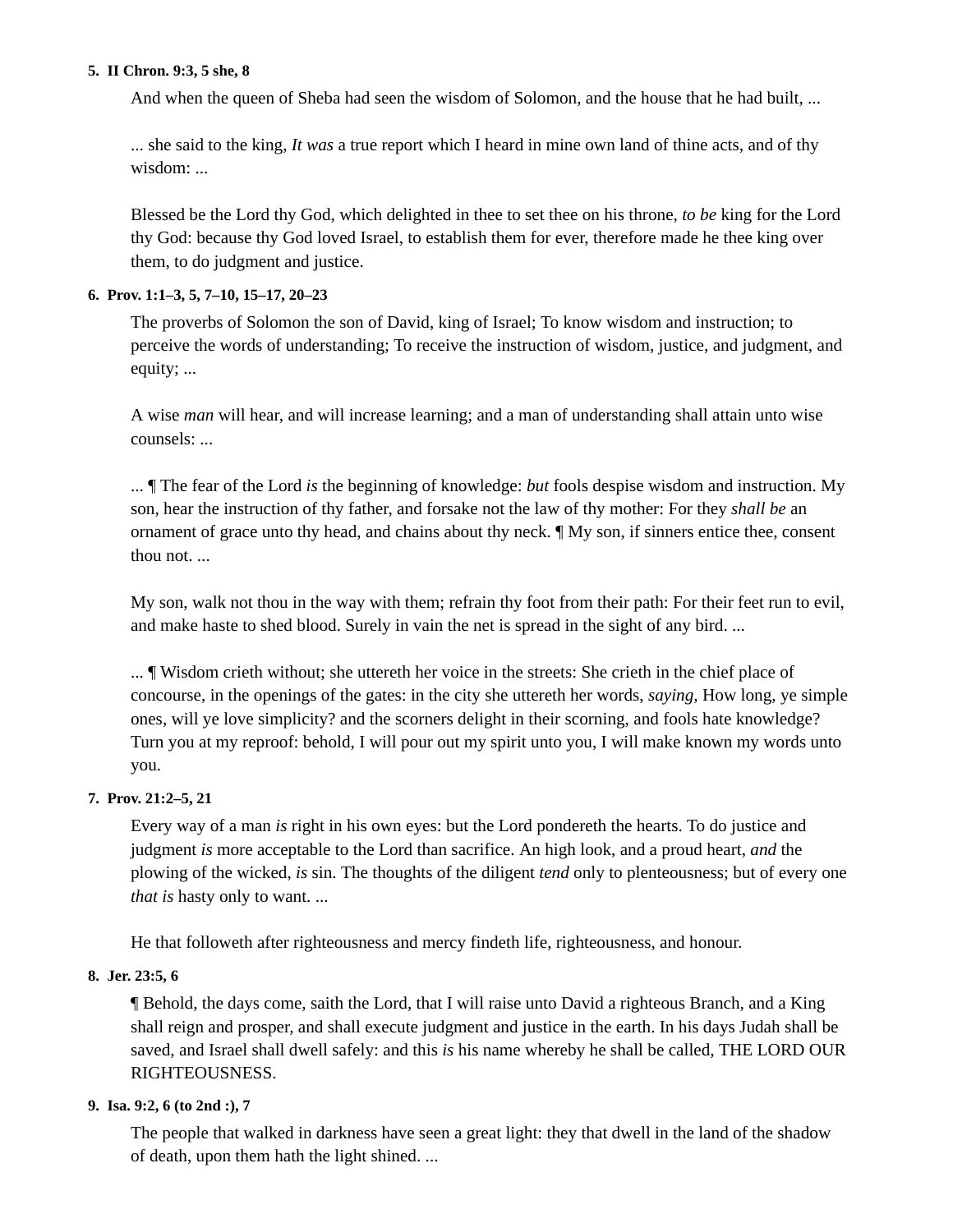5. **II Chron. 9:3, 5 she, 8**

    And when the queen of Sheba had seen the wisdom of Solomon, and the house that he had built, ...

    ... she said to the king, *It was* a true report which I heard in mine own land of thine acts, and of thy wisdom: ...

    Blessed be the Lord thy God, which delighted in thee to set thee on his throne, *to be* king for the Lord thy God: because thy God loved Israel, to establish them for ever, therefore made he thee king over them, to do judgment and justice.

6. **Prov. 1:1–3, 5, 7–10, 15–17, 20–23**

    The proverbs of Solomon the son of David, king of Israel; To know wisdom and instruction; to perceive the words of understanding; To receive the instruction of wisdom, justice, and judgment, and equity; ...

    A wise *man* will hear, and will increase learning; and a man of understanding shall attain unto wise counsels: ...

    ... ¶ The fear of the Lord *is* the beginning of knowledge: *but* fools despise wisdom and instruction. My son, hear the instruction of thy father, and forsake not the law of thy mother: For they *shall be* an ornament of grace unto thy head, and chains about thy neck. ¶ My son, if sinners entice thee, consent thou not. ...

    My son, walk not thou in the way with them; refrain thy foot from their path: For their feet run to evil, and make haste to shed blood. Surely in vain the net is spread in the sight of any bird. ...

    ... ¶ Wisdom crieth without; she uttereth her voice in the streets: She crieth in the chief place of concourse, in the openings of the gates: in the city she uttereth her words, *saying,* How long, ye simple ones, will ye love simplicity? and the scorners delight in their scorning, and fools hate knowledge? Turn you at my reproof: behold, I will pour out my spirit unto you, I will make known my words unto you.

7. **Prov. 21:2–5, 21**

    Every way of a man *is* right in his own eyes: but the Lord pondereth the hearts. To do justice and judgment *is* more acceptable to the Lord than sacrifice. An high look, and a proud heart, *and* the plowing of the wicked, *is* sin. The thoughts of the diligent *tend* only to plenteousness; but of every one *that is* hasty only to want. ...

    He that followeth after righteousness and mercy findeth life, righteousness, and honour.

8. **Jer. 23:5, 6**

    ¶ Behold, the days come, saith the Lord, that I will raise unto David a righteous Branch, and a King shall reign and prosper, and shall execute judgment and justice in the earth. In his days Judah shall be saved, and Israel shall dwell safely: and this *is* his name whereby he shall be called, THE LORD OUR RIGHTEOUSNESS.

9. **Isa. 9:2, 6 (to 2nd :), 7**

    The people that walked in darkness have seen a great light: they that dwell in the land of the shadow of death, upon them hath the light shined. ...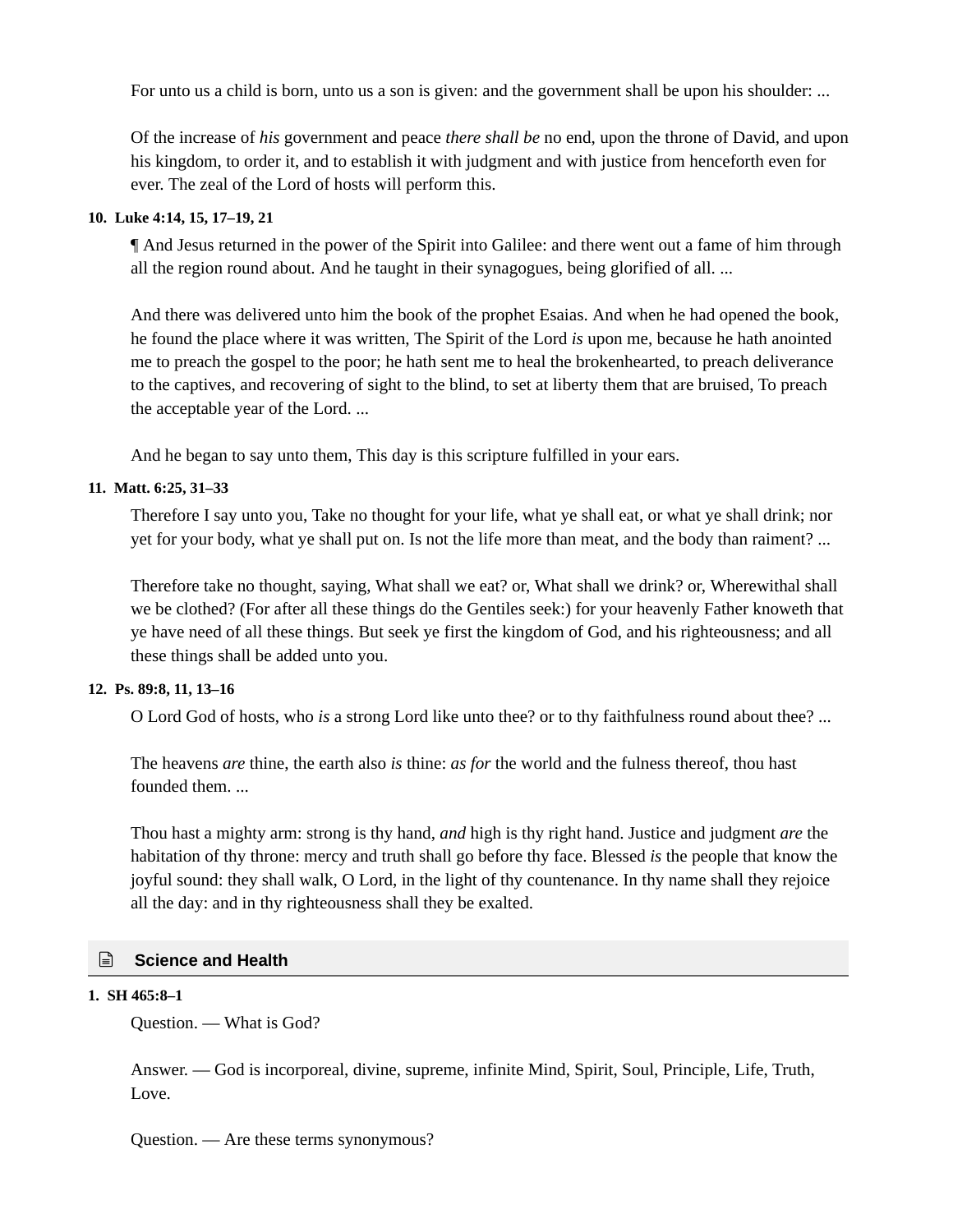For unto us a child is born, unto us a son is given: and the government shall be upon his shoulder: ...

Of the increase of *his* government and peace *there shall be* no end, upon the throne of David, and upon his kingdom, to order it, and to establish it with judgment and with justice from henceforth even for ever. The zeal of the Lord of hosts will perform this.

**10. Luke 4:14, 15, 17–19, 21**

¶ And Jesus returned in the power of the Spirit into Galilee: and there went out a fame of him through all the region round about. And he taught in their synagogues, being glorified of all. ...

And there was delivered unto him the book of the prophet Esaias. And when he had opened the book, he found the place where it was written, The Spirit of the Lord *is* upon me, because he hath anointed me to preach the gospel to the poor; he hath sent me to heal the brokenhearted, to preach deliverance to the captives, and recovering of sight to the blind, to set at liberty them that are bruised, To preach the acceptable year of the Lord. ...

And he began to say unto them, This day is this scripture fulfilled in your ears.

**11. Matt. 6:25, 31–33**

Therefore I say unto you, Take no thought for your life, what ye shall eat, or what ye shall drink; nor yet for your body, what ye shall put on. Is not the life more than meat, and the body than raiment? ...

Therefore take no thought, saying, What shall we eat? or, What shall we drink? or, Wherewithal shall we be clothed? (For after all these things do the Gentiles seek:) for your heavenly Father knoweth that ye have need of all these things. But seek ye first the kingdom of God, and his righteousness; and all these things shall be added unto you.

**12. Ps. 89:8, 11, 13–16**

O Lord God of hosts, who *is* a strong Lord like unto thee? or to thy faithfulness round about thee? ...

The heavens *are* thine, the earth also *is* thine: *as for* the world and the fulness thereof, thou hast founded them. ...

Thou hast a mighty arm: strong is thy hand, *and* high is thy right hand. Justice and judgment *are* the habitation of thy throne: mercy and truth shall go before thy face. Blessed *is* the people that know the joyful sound: they shall walk, O Lord, in the light of thy countenance. In thy name shall they rejoice all the day: and in thy righteousness shall they be exalted.

## Science and Health

**1. SH 465:8–1**

Question. — What is God?

Answer. — God is incorporeal, divine, supreme, infinite Mind, Spirit, Soul, Principle, Life, Truth, Love.

Question. — Are these terms synonymous?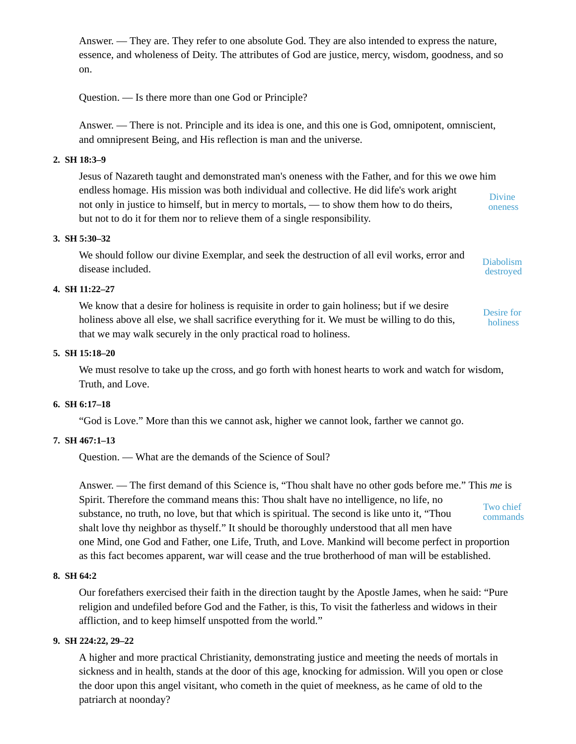Answer. — They are. They refer to one absolute God. They are also intended to express the nature, essence, and wholeness of Deity. The attributes of God are justice, mercy, wisdom, goodness, and so on.

Question. — Is there more than one God or Principle?

Answer. — There is not. Principle and its idea is one, and this one is God, omnipotent, omniscient, and omnipresent Being, and His reflection is man and the universe.

2. **SH 18:3–9**

   Jesus of Nazareth taught and demonstrated man's oneness with the Father, and for this we owe him endless homage. His mission was both individual and collective. He did life's work aright not only in justice to himself, but in mercy to mortals, — to show them how to do theirs, but not to do it for them nor to relieve them of a single responsibility.

   Divine oneness

3. **SH 5:30–32**

   We should follow our divine Exemplar, and seek the destruction of all evil works, error and disease included.

   Diabolism destroyed

4. **SH 11:22–27**

   We know that a desire for holiness is requisite in order to gain holiness; but if we desire holiness above all else, we shall sacrifice everything for it. We must be willing to do this, that we may walk securely in the only practical road to holiness.

   Desire for holiness

5. **SH 15:18–20**

   We must resolve to take up the cross, and go forth with honest hearts to work and watch for wisdom, Truth, and Love.

6. **SH 6:17–18**

   "God is Love." More than this we cannot ask, higher we cannot look, farther we cannot go.

7. **SH 467:1–13**

   Question. — What are the demands of the Science of Soul?

   Answer. — The first demand of this Science is, "Thou shalt have no other gods before me." This *me* is Spirit. Therefore the command means this: Thou shalt have no intelligence, no life, no substance, no truth, no love, but that which is spiritual. The second is like unto it, "Thou shalt love thy neighbor as thyself." It should be thoroughly understood that all men have one Mind, one God and Father, one Life, Truth, and Love. Mankind will become perfect in proportion as this fact becomes apparent, war will cease and the true brotherhood of man will be established.

   Two chief commands

8. **SH 64:2**

   Our forefathers exercised their faith in the direction taught by the Apostle James, when he said: "Pure religion and undefiled before God and the Father, is this, To visit the fatherless and widows in their affliction, and to keep himself unspotted from the world."

9. **SH 224:22, 29–22**

   A higher and more practical Christianity, demonstrating justice and meeting the needs of mortals in sickness and in health, stands at the door of this age, knocking for admission. Will you open or close the door upon this angel visitant, who cometh in the quiet of meekness, as he came of old to the patriarch at noonday?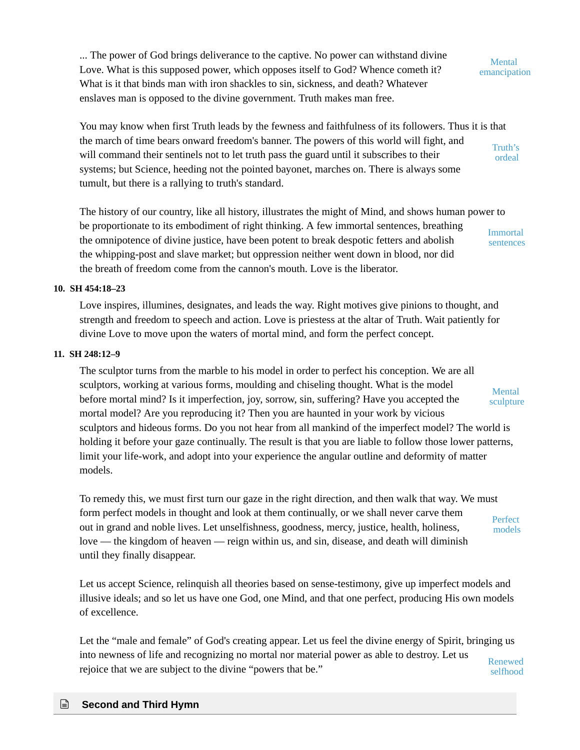... The power of God brings deliverance to the captive. No power can withstand divine Love. What is this supposed power, which opposes itself to God? Whence cometh it? What is it that binds man with iron shackles to sin, sickness, and death? Whatever enslaves man is opposed to the divine government. Truth makes man free.

*Mental emancipation*

You may know when first Truth leads by the fewness and faithfulness of its followers. Thus it is that the march of time bears onward freedom's banner. The powers of this world will fight, and will command their sentinels not to let truth pass the guard until it subscribes to their systems; but Science, heeding not the pointed bayonet, marches on. There is always some tumult, but there is a rallying to truth's standard.

*Truth's ordeal*

The history of our country, like all history, illustrates the might of Mind, and shows human power to be proportionate to its embodiment of right thinking. A few immortal sentences, breathing the omnipotence of divine justice, have been potent to break despotic fetters and abolish the whipping-post and slave market; but oppression neither went down in blood, nor did the breath of freedom come from the cannon's mouth. Love is the liberator.

*Immortal sentences*

**10. SH 454:18–23**

Love inspires, illumines, designates, and leads the way. Right motives give pinions to thought, and strength and freedom to speech and action. Love is priestess at the altar of Truth. Wait patiently for divine Love to move upon the waters of mortal mind, and form the perfect concept.

**11. SH 248:12–9**

The sculptor turns from the marble to his model in order to perfect his conception. We are all sculptors, working at various forms, moulding and chiseling thought. What is the model before mortal mind? Is it imperfection, joy, sorrow, sin, suffering? Have you accepted the mortal model? Are you reproducing it? Then you are haunted in your work by vicious sculptors and hideous forms. Do you not hear from all mankind of the imperfect model? The world is holding it before your gaze continually. The result is that you are liable to follow those lower patterns, limit your life-work, and adopt into your experience the angular outline and deformity of matter models.

*Mental sculpture*

To remedy this, we must first turn our gaze in the right direction, and then walk that way. We must form perfect models in thought and look at them continually, or we shall never carve them out in grand and noble lives. Let unselfishness, goodness, mercy, justice, health, holiness, love — the kingdom of heaven — reign within us, and sin, disease, and death will diminish until they finally disappear.

*Perfect models*

Let us accept Science, relinquish all theories based on sense-testimony, give up imperfect models and illusive ideals; and so let us have one God, one Mind, and that one perfect, producing His own models of excellence.

Let the "male and female" of God's creating appear. Let us feel the divine energy of Spirit, bringing us into newness of life and recognizing no mortal nor material power as able to destroy. Let us rejoice that we are subject to the divine "powers that be."

*Renewed selfhood*

## Second and Third Hymn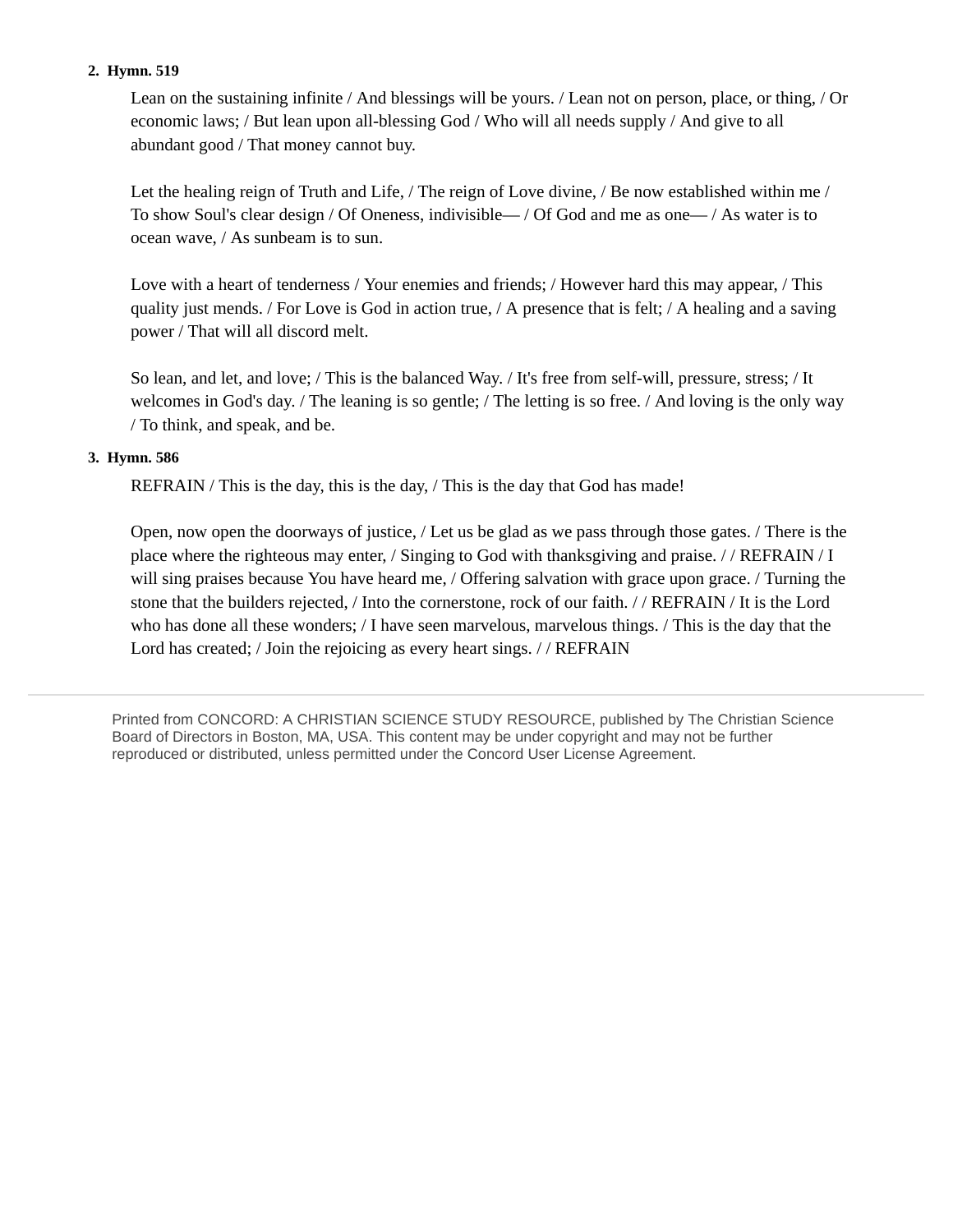2. **Hymn. 519**

   Lean on the sustaining infinite / And blessings will be yours. / Lean not on person, place, or thing, / Or economic laws; / But lean upon all-blessing God / Who will all needs supply / And give to all abundant good / That money cannot buy.

   Let the healing reign of Truth and Life, / The reign of Love divine, / Be now established within me / To show Soul's clear design / Of Oneness, indivisible— / Of God and me as one— / As water is to ocean wave, / As sunbeam is to sun.

   Love with a heart of tenderness / Your enemies and friends; / However hard this may appear, / This quality just mends. / For Love is God in action true, / A presence that is felt; / A healing and a saving power / That will all discord melt.

   So lean, and let, and love; / This is the balanced Way. / It's free from self-will, pressure, stress; / It welcomes in God's day. / The leaning is so gentle; / The letting is so free. / And loving is the only way / To think, and speak, and be.

3. **Hymn. 586**

   REFRAIN / This is the day, this is the day, / This is the day that God has made!

   Open, now open the doorways of justice, / Let us be glad as we pass through those gates. / There is the place where the righteous may enter, / Singing to God with thanksgiving and praise. / / REFRAIN / I will sing praises because You have heard me, / Offering salvation with grace upon grace. / Turning the stone that the builders rejected, / Into the cornerstone, rock of our faith. / / REFRAIN / It is the Lord who has done all these wonders; / I have seen marvelous, marvelous things. / This is the day that the Lord has created; / Join the rejoicing as every heart sings. / / REFRAIN

---

Printed from CONCORD: A CHRISTIAN SCIENCE STUDY RESOURCE, published by The Christian Science Board of Directors in Boston, MA, USA. This content may be under copyright and may not be further reproduced or distributed, unless permitted under the Concord User License Agreement.